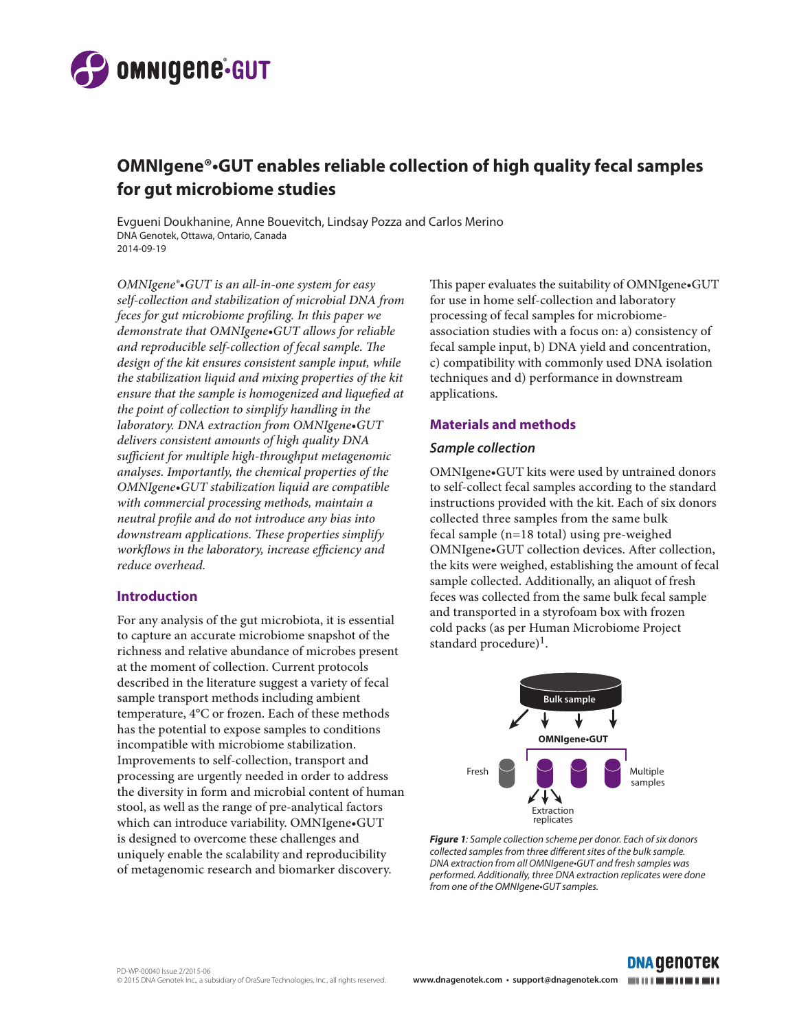# OMNIgene®•GUT enables reliable collection of high quality fecal samples for gut microbiome studies

Evgueni Doukhanine, Anne Bouevitch, Lindsay Pozza and Carlos Merino
DNA Genotek, Ottawa, Ontario, Canada
2014-09-19

*OMNIgene®•GUT is an all-in-one system for easy self-collection and stabilization of microbial DNA from feces for gut microbiome profiling. In this paper we demonstrate that OMNIgene•GUT allows for reliable and reproducible self-collection of fecal sample. The design of the kit ensures consistent sample input, while the stabilization liquid and mixing properties of the kit ensure that the sample is homogenized and liquefied at the point of collection to simplify handling in the laboratory. DNA extraction from OMNIgene•GUT delivers consistent amounts of high quality DNA sufficient for multiple high-throughput metagenomic analyses. Importantly, the chemical properties of the OMNIgene•GUT stabilization liquid are compatible with commercial processing methods, maintain a neutral profile and do not introduce any bias into downstream applications. These properties simplify workflows in the laboratory, increase efficiency and reduce overhead.*

## Introduction

For any analysis of the gut microbiota, it is essential to capture an accurate microbiome snapshot of the richness and relative abundance of microbes present at the moment of collection. Current protocols described in the literature suggest a variety of fecal sample transport methods including ambient temperature, 4°C or frozen. Each of these methods has the potential to expose samples to conditions incompatible with microbiome stabilization. Improvements to self-collection, transport and processing are urgently needed in order to address the diversity in form and microbial content of human stool, as well as the range of pre-analytical factors which can introduce variability. OMNIgene•GUT is designed to overcome these challenges and uniquely enable the scalability and reproducibility of metagenomic research and biomarker discovery.

This paper evaluates the suitability of OMNIgene•GUT for use in home self-collection and laboratory processing of fecal samples for microbiome-association studies with a focus on: a) consistency of fecal sample input, b) DNA yield and concentration, c) compatibility with commonly used DNA isolation techniques and d) performance in downstream applications.

## Materials and methods

### Sample collection

OMNIgene•GUT kits were used by untrained donors to self-collect fecal samples according to the standard instructions provided with the kit. Each of six donors collected three samples from the same bulk fecal sample (n=18 total) using pre-weighed OMNIgene•GUT collection devices. After collection, the kits were weighed, establishing the amount of fecal sample collected. Additionally, an aliquot of fresh feces was collected from the same bulk fecal sample and transported in a styrofoam box with frozen cold packs (as per Human Microbiome Project standard procedure)[1].

Bulk sample

OMNIgene•GUT

Fresh

Multiple samples

Extraction replicates

*Figure 1: Sample collection scheme per donor. Each of six donors collected samples from three different sites of the bulk sample. DNA extraction from all OMNIgene•GUT and fresh samples was performed. Additionally, three DNA extraction replicates were done from one of the OMNIgene•GUT samples.*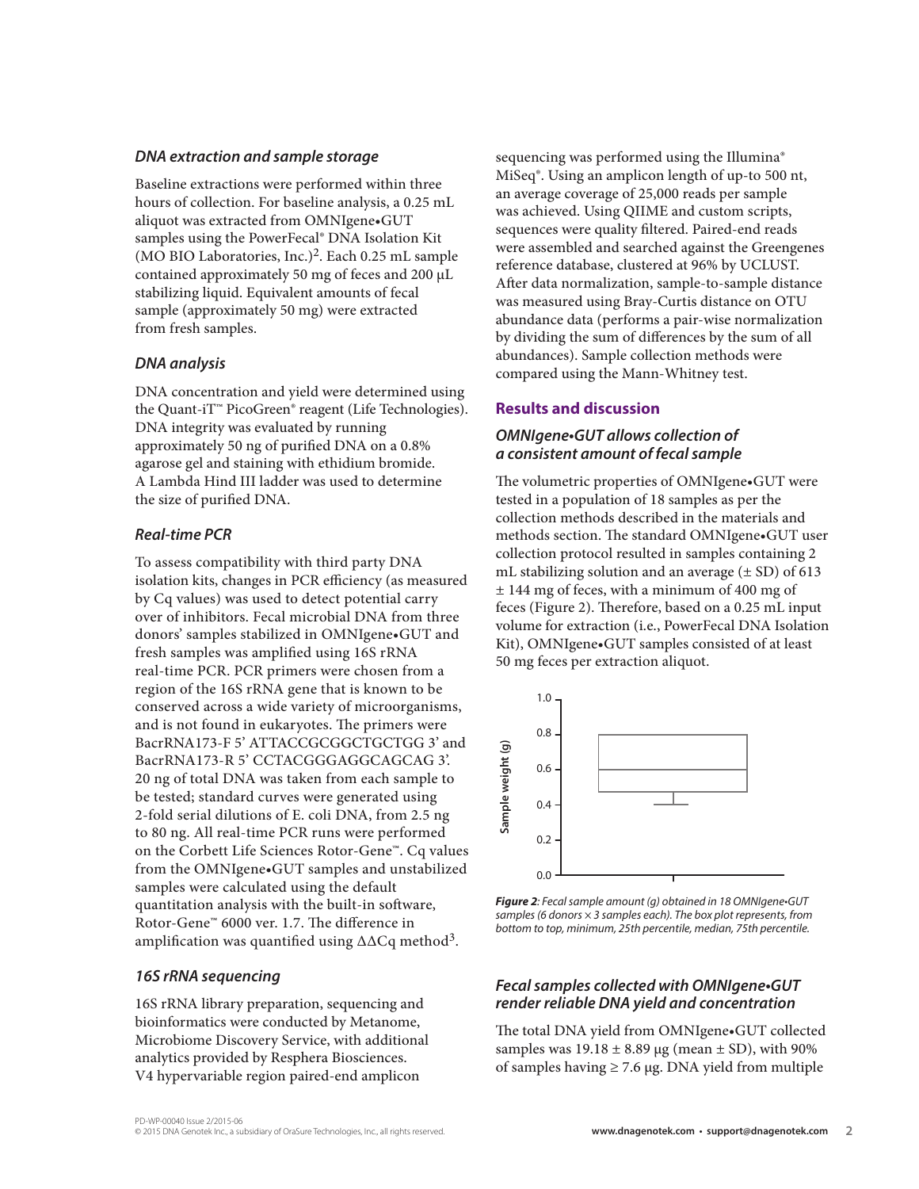### DNA extraction and sample storage

Baseline extractions were performed within three hours of collection. For baseline analysis, a 0.25 mL aliquot was extracted from OMNIgene•GUT samples using the PowerFecal® DNA Isolation Kit (MO BIO Laboratories, Inc.)[2]. Each 0.25 mL sample contained approximately 50 mg of feces and 200 µL stabilizing liquid. Equivalent amounts of fecal sample (approximately 50 mg) were extracted from fresh samples.

### DNA analysis

DNA concentration and yield were determined using the Quant-iT™ PicoGreen® reagent (Life Technologies). DNA integrity was evaluated by running approximately 50 ng of purified DNA on a 0.8% agarose gel and staining with ethidium bromide. A Lambda Hind III ladder was used to determine the size of purified DNA.

### Real-time PCR

To assess compatibility with third party DNA isolation kits, changes in PCR efficiency (as measured by Cq values) was used to detect potential carry over of inhibitors. Fecal microbial DNA from three donors' samples stabilized in OMNIgene•GUT and fresh samples was amplified using 16S rRNA real-time PCR. PCR primers were chosen from a region of the 16S rRNA gene that is known to be conserved across a wide variety of microorganisms, and is not found in eukaryotes. The primers were BacrRNA173-F 5' ATTACCGCGGCTGCTGG 3' and BacrRNA173-R 5' CCTACGGGAGGCAGCAG 3'. 20 ng of total DNA was taken from each sample to be tested; standard curves were generated using 2-fold serial dilutions of E. coli DNA, from 2.5 ng to 80 ng. All real-time PCR runs were performed on the Corbett Life Sciences Rotor-Gene™. Cq values from the OMNIgene•GUT samples and unstabilized samples were calculated using the default quantitation analysis with the built-in software, Rotor-Gene™ 6000 ver. 1.7. The difference in amplification was quantified using $\Delta\Delta$Cq method[3].

### 16S rRNA sequencing

16S rRNA library preparation, sequencing and bioinformatics were conducted by Metanome, Microbiome Discovery Service, with additional analytics provided by Resphera Biosciences. V4 hypervariable region paired-end amplicon sequencing was performed using the Illumina® MiSeq®. Using an amplicon length of up-to 500 nt, an average coverage of 25,000 reads per sample was achieved. Using QIIME and custom scripts, sequences were quality filtered. Paired-end reads were assembled and searched against the Greengenes reference database, clustered at 96% by UCLUST. After data normalization, sample-to-sample distance was measured using Bray-Curtis distance on OTU abundance data (performs a pair-wise normalization by dividing the sum of differences by the sum of all abundances). Sample collection methods were compared using the Mann-Whitney test.

## Results and discussion

### OMNIgene•GUT allows collection of a consistent amount of fecal sample

The volumetric properties of OMNIgene•GUT were tested in a population of 18 samples as per the collection methods described in the materials and methods section. The standard OMNIgene•GUT user collection protocol resulted in samples containing 2 mL stabilizing solution and an average (± SD) of 613 ± 144 mg of feces, with a minimum of 400 mg of feces (Figure 2). Therefore, based on a 0.25 mL input volume for extraction (i.e., PowerFecal DNA Isolation Kit), OMNIgene•GUT samples consisted of at least 50 mg feces per extraction aliquot.

***Figure 2**: Fecal sample amount (g) obtained in 18 OMNIgene•GUT samples (6 donors × 3 samples each). The box plot represents, from bottom to top, minimum, 25th percentile, median, 75th percentile.*

### Fecal samples collected with OMNIgene•GUT render reliable DNA yield and concentration

The total DNA yield from OMNIgene•GUT collected samples was 19.18 ± 8.89 µg (mean ± SD), with 90% of samples having ≥ 7.6 µg. DNA yield from multiple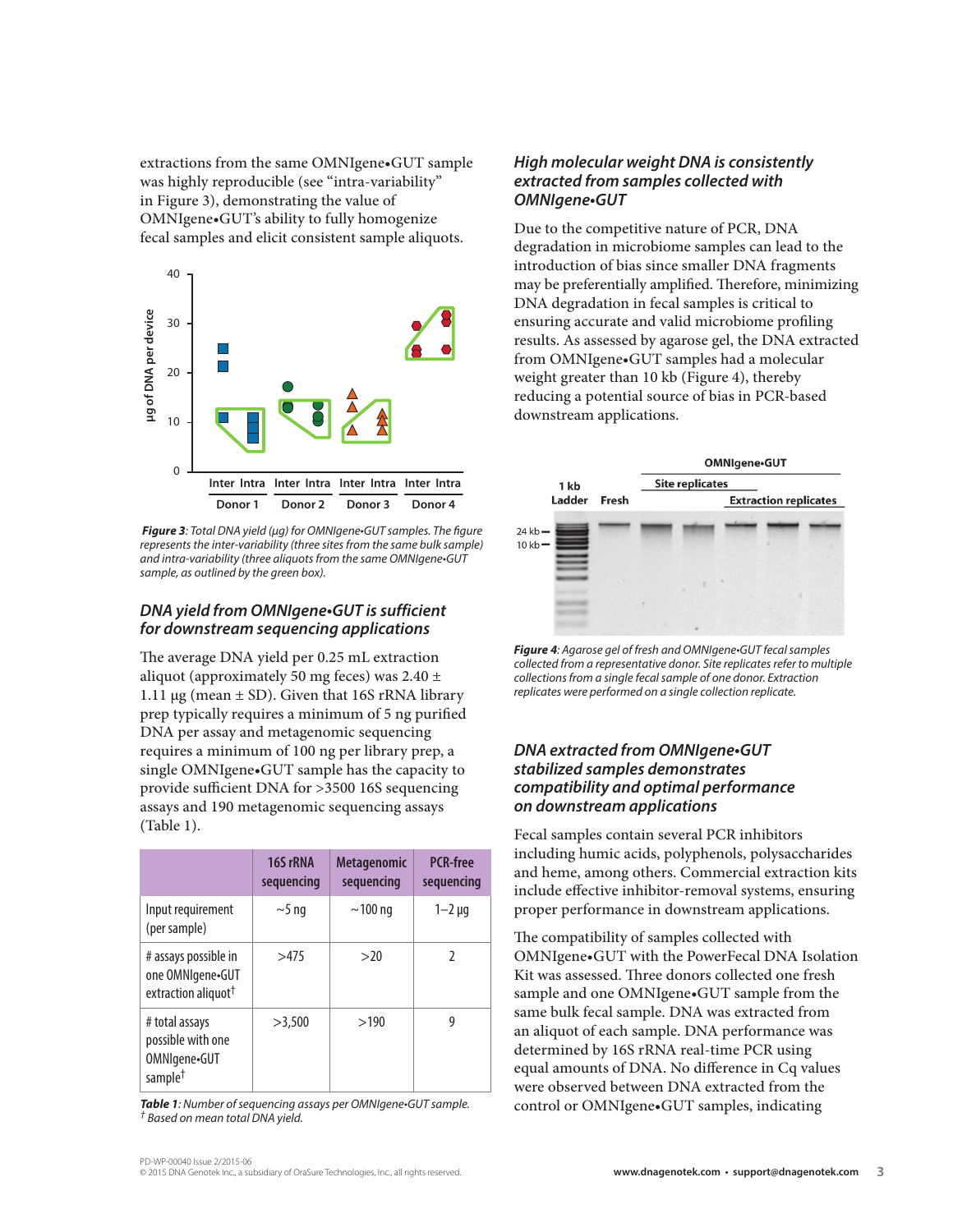extractions from the same OMNIgene•GUT sample was highly reproducible (see "intra-variability" in Figure 3), demonstrating the value of OMNIgene•GUT's ability to fully homogenize fecal samples and elicit consistent sample aliquots.

***Figure 3**: Total DNA yield (µg) for OMNIgene•GUT samples. The figure represents the inter-variability (three sites from the same bulk sample) and intra-variability (three aliquots from the same OMNIgene•GUT sample, as outlined by the green box).*

### *DNA yield from OMNIgene•GUT is sufficient for downstream sequencing applications*

The average DNA yield per 0.25 mL extraction aliquot (approximately 50 mg feces) was 2.40 ± 1.11 µg (mean ± SD). Given that 16S rRNA library prep typically requires a minimum of 5 ng purified DNA per assay and metagenomic sequencing requires a minimum of 100 ng per library prep, a single OMNIgene•GUT sample has the capacity to provide sufficient DNA for >3500 16S sequencing assays and 190 metagenomic sequencing assays (Table 1).

| | 16S rRNA sequencing | Metagenomic sequencing | PCR-free sequencing |
|---|---|---|---|
| Input requirement (per sample) | ~5 ng | ~100 ng | 1–2 µg |
| # assays possible in one OMNIgene•GUT extraction aliquot† | >475 | >20 | 2 |
| # total assays possible with one OMNIgene•GUT sample† | >3,500 | >190 | 9 |

***Table 1**: Number of sequencing assays per OMNIgene•GUT sample.*
*† Based on mean total DNA yield.*

### *High molecular weight DNA is consistently extracted from samples collected with OMNIgene•GUT*

Due to the competitive nature of PCR, DNA degradation in microbiome samples can lead to the introduction of bias since smaller DNA fragments may be preferentially amplified. Therefore, minimizing DNA degradation in fecal samples is critical to ensuring accurate and valid microbiome profiling results. As assessed by agarose gel, the DNA extracted from OMNIgene•GUT samples had a molecular weight greater than 10 kb (Figure 4), thereby reducing a potential source of bias in PCR-based downstream applications.

***Figure 4**: Agarose gel of fresh and OMNIgene•GUT fecal samples collected from a representative donor. Site replicates refer to multiple collections from a single fecal sample of one donor. Extraction replicates were performed on a single collection replicate.*

### *DNA extracted from OMNIgene•GUT stabilized samples demonstrates compatibility and optimal performance on downstream applications*

Fecal samples contain several PCR inhibitors including humic acids, polyphenols, polysaccharides and heme, among others. Commercial extraction kits include effective inhibitor-removal systems, ensuring proper performance in downstream applications.

The compatibility of samples collected with OMNIgene•GUT with the PowerFecal DNA Isolation Kit was assessed. Three donors collected one fresh sample and one OMNIgene•GUT sample from the same bulk fecal sample. DNA was extracted from an aliquot of each sample. DNA performance was determined by 16S rRNA real-time PCR using equal amounts of DNA. No difference in Cq values were observed between DNA extracted from the control or OMNIgene•GUT samples, indicating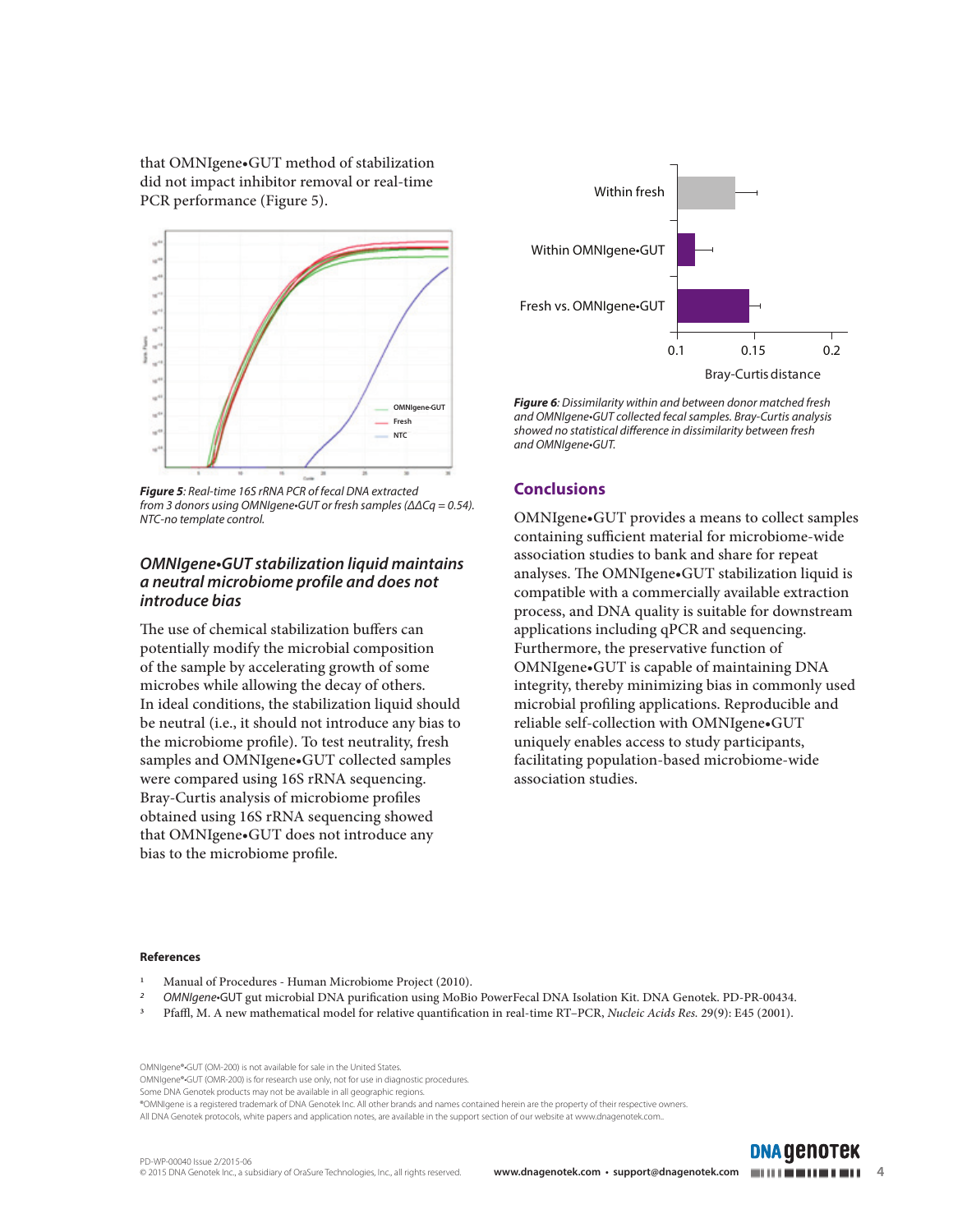that OMNIgene•GUT method of stabilization did not impact inhibitor removal or real-time PCR performance (Figure 5).

OMNIgene-GUT
Fresh
NTC

***Figure 5**: Real-time 16S rRNA PCR of fecal DNA extracted from 3 donors using OMNIgene•GUT or fresh samples (ΔΔCq = 0.54). NTC-no template control.*

### *OMNIgene•GUT stabilization liquid maintains a neutral microbiome profile and does not introduce bias*

The use of chemical stabilization buffers can potentially modify the microbial composition of the sample by accelerating growth of some microbes while allowing the decay of others. In ideal conditions, the stabilization liquid should be neutral (i.e., it should not introduce any bias to the microbiome profile). To test neutrality, fresh samples and OMNIgene•GUT collected samples were compared using 16S rRNA sequencing. Bray-Curtis analysis of microbiome profiles obtained using 16S rRNA sequencing showed that OMNIgene•GUT does not introduce any bias to the microbiome profile.

Within fresh
Within OMNIgene•GUT
Fresh vs. OMNIgene•GUT
0.1
0.15
0.2
Bray-Curtis distance

***Figure 6**: Dissimilarity within and between donor matched fresh and OMNIgene•GUT collected fecal samples. Bray-Curtis analysis showed no statistical difference in dissimilarity between fresh and OMNIgene•GUT.*

## Conclusions

OMNIgene•GUT provides a means to collect samples containing sufficient material for microbiome-wide association studies to bank and share for repeat analyses. The OMNIgene•GUT stabilization liquid is compatible with a commercially available extraction process, and DNA quality is suitable for downstream applications including qPCR and sequencing. Furthermore, the preservative function of OMNIgene•GUT is capable of maintaining DNA integrity, thereby minimizing bias in commonly used microbial profiling applications. Reproducible and reliable self-collection with OMNIgene•GUT uniquely enables access to study participants, facilitating population-based microbiome-wide association studies.

#### References

1. Manual of Procedures - Human Microbiome Project (2010).
2. *OMNIgene*•GUT gut microbial DNA purification using MoBio PowerFecal DNA Isolation Kit. DNA Genotek. PD-PR-00434.
3. Pfaffl, M. A new mathematical model for relative quantification in real-time RT–PCR, *Nucleic Acids Res.* 29(9): E45 (2001).

OMNIgene®•GUT (OM-200) is not available for sale in the United States.
OMNIgene®•GUT (OMR-200) is for research use only, not for use in diagnostic procedures.
Some DNA Genotek products may not be available in all geographic regions.
®OMNIgene is a registered trademark of DNA Genotek Inc. All other brands and names contained herein are the property of their respective owners.
All DNA Genotek protocols, white papers and application notes, are available in the support section of our website at www.dnagenotek.com.

PD-WP-00040 Issue 2/2015-06
© 2015 DNA Genotek Inc., a subsidiary of OraSure Technologies, Inc., all rights reserved.

www.dnagenotek.com • support@dnagenotek.com